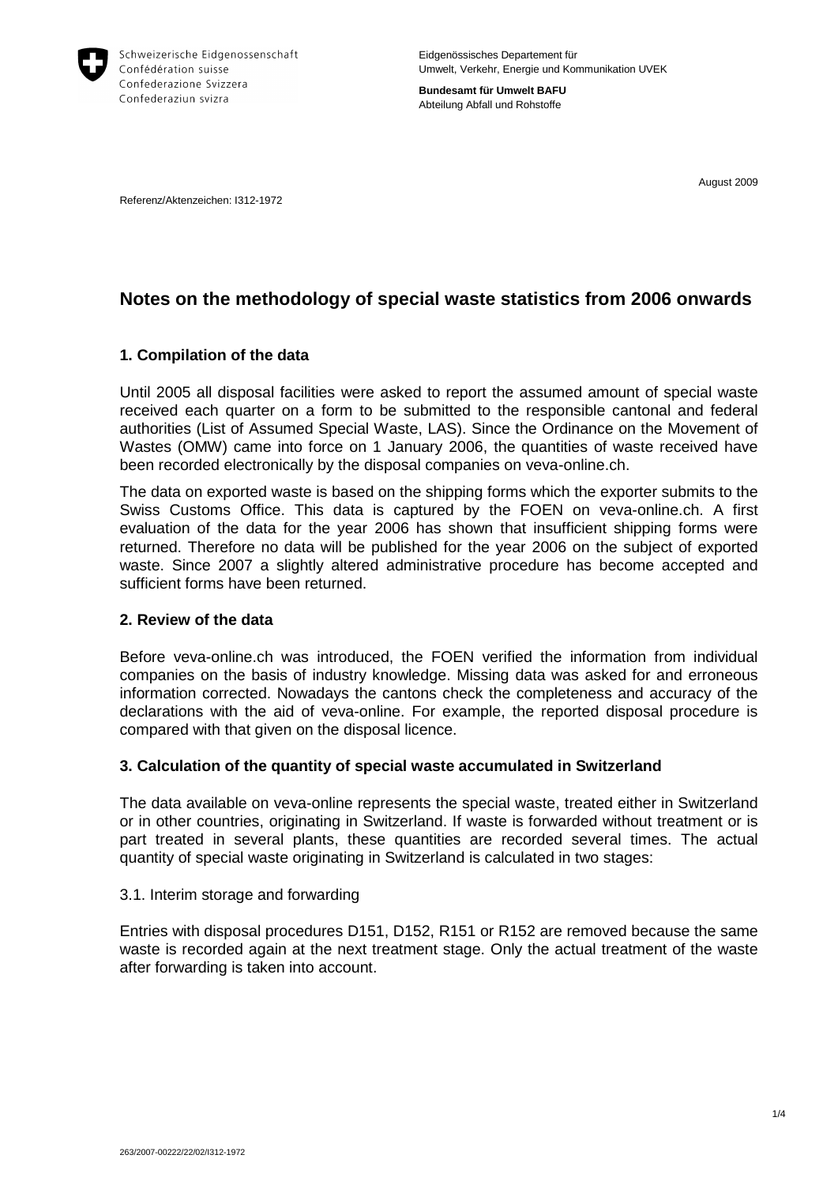Schweizerische Eidgenossenschaft
Confédération suisse
Confederazione Svizzera
Confederaziun svizra

Eidgenössisches Departement für Umwelt, Verkehr, Energie und Kommunikation UVEK

**Bundesamt für Umwelt BAFU**
Abteilung Abfall und Rohstoffe

August 2009

Referenz/Aktenzeichen: I312-1972

# Notes on the methodology of special waste statistics from 2006 onwards

## 1. Compilation of the data

Until 2005 all disposal facilities were asked to report the assumed amount of special waste received each quarter on a form to be submitted to the responsible cantonal and federal authorities (List of Assumed Special Waste, LAS). Since the Ordinance on the Movement of Wastes (OMW) came into force on 1 January 2006, the quantities of waste received have been recorded electronically by the disposal companies on veva-online.ch.

The data on exported waste is based on the shipping forms which the exporter submits to the Swiss Customs Office. This data is captured by the FOEN on veva-online.ch. A first evaluation of the data for the year 2006 has shown that insufficient shipping forms were returned. Therefore no data will be published for the year 2006 on the subject of exported waste. Since 2007 a slightly altered administrative procedure has become accepted and sufficient forms have been returned.

## 2. Review of the data

Before veva-online.ch was introduced, the FOEN verified the information from individual companies on the basis of industry knowledge. Missing data was asked for and erroneous information corrected. Nowadays the cantons check the completeness and accuracy of the declarations with the aid of veva-online. For example, the reported disposal procedure is compared with that given on the disposal licence.

## 3. Calculation of the quantity of special waste accumulated in Switzerland

The data available on veva-online represents the special waste, treated either in Switzerland or in other countries, originating in Switzerland. If waste is forwarded without treatment or is part treated in several plants, these quantities are recorded several times. The actual quantity of special waste originating in Switzerland is calculated in two stages:

### 3.1. Interim storage and forwarding

Entries with disposal procedures D151, D152, R151 or R152 are removed because the same waste is recorded again at the next treatment stage. Only the actual treatment of the waste after forwarding is taken into account.

263/2007-00222/22/02/I312-1972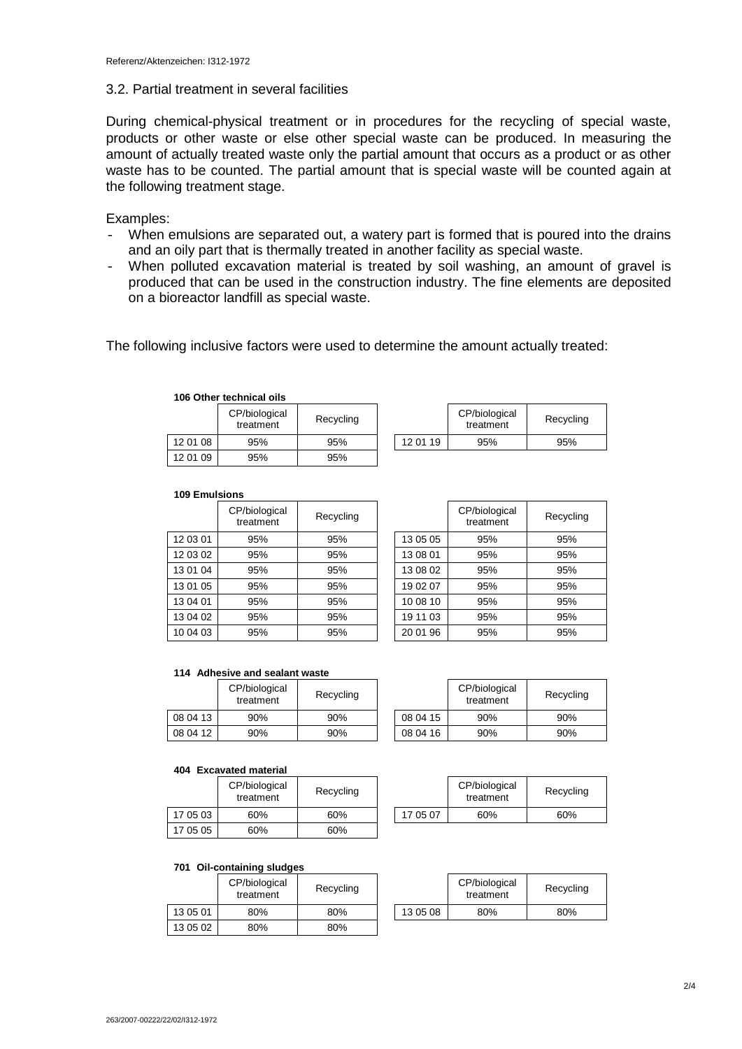## 3.2. Partial treatment in several facilities

During chemical-physical treatment or in procedures for the recycling of special waste, products or other waste or else other special waste can be produced. In measuring the amount of actually treated waste only the partial amount that occurs as a product or as other waste has to be counted. The partial amount that is special waste will be counted again at the following treatment stage.

Examples:

- When emulsions are separated out, a watery part is formed that is poured into the drains and an oily part that is thermally treated in another facility as special waste.
- When polluted excavation material is treated by soil washing, an amount of gravel is produced that can be used in the construction industry. The fine elements are deposited on a bioreactor landfill as special waste.

The following inclusive factors were used to determine the amount actually treated:

**106 Other technical oils**

| | CP/biological treatment | Recycling | | CP/biological treatment | Recycling |
|---|---|---|---|---|---|
| 12 01 08 | 95% | 95% | 12 01 19 | 95% | 95% |
| 12 01 09 | 95% | 95% | | | |

**109 Emulsions**

| | CP/biological treatment | Recycling | | CP/biological treatment | Recycling |
|---|---|---|---|---|---|
| 12 03 01 | 95% | 95% | 13 05 05 | 95% | 95% |
| 12 03 02 | 95% | 95% | 13 08 01 | 95% | 95% |
| 13 01 04 | 95% | 95% | 13 08 02 | 95% | 95% |
| 13 01 05 | 95% | 95% | 19 02 07 | 95% | 95% |
| 13 04 01 | 95% | 95% | 10 08 10 | 95% | 95% |
| 13 04 02 | 95% | 95% | 19 11 03 | 95% | 95% |
| 10 04 03 | 95% | 95% | 20 01 96 | 95% | 95% |

**114 Adhesive and sealant waste**

| | CP/biological treatment | Recycling | | CP/biological treatment | Recycling |
|---|---|---|---|---|---|
| 08 04 13 | 90% | 90% | 08 04 15 | 90% | 90% |
| 08 04 12 | 90% | 90% | 08 04 16 | 90% | 90% |

**404 Excavated material**

| | CP/biological treatment | Recycling | | CP/biological treatment | Recycling |
|---|---|---|---|---|---|
| 17 05 03 | 60% | 60% | 17 05 07 | 60% | 60% |
| 17 05 05 | 60% | 60% | | | |

**701 Oil-containing sludges**

| | CP/biological treatment | Recycling | | CP/biological treatment | Recycling |
|---|---|---|---|---|---|
| 13 05 01 | 80% | 80% | 13 05 08 | 80% | 80% |
| 13 05 02 | 80% | 80% | | | |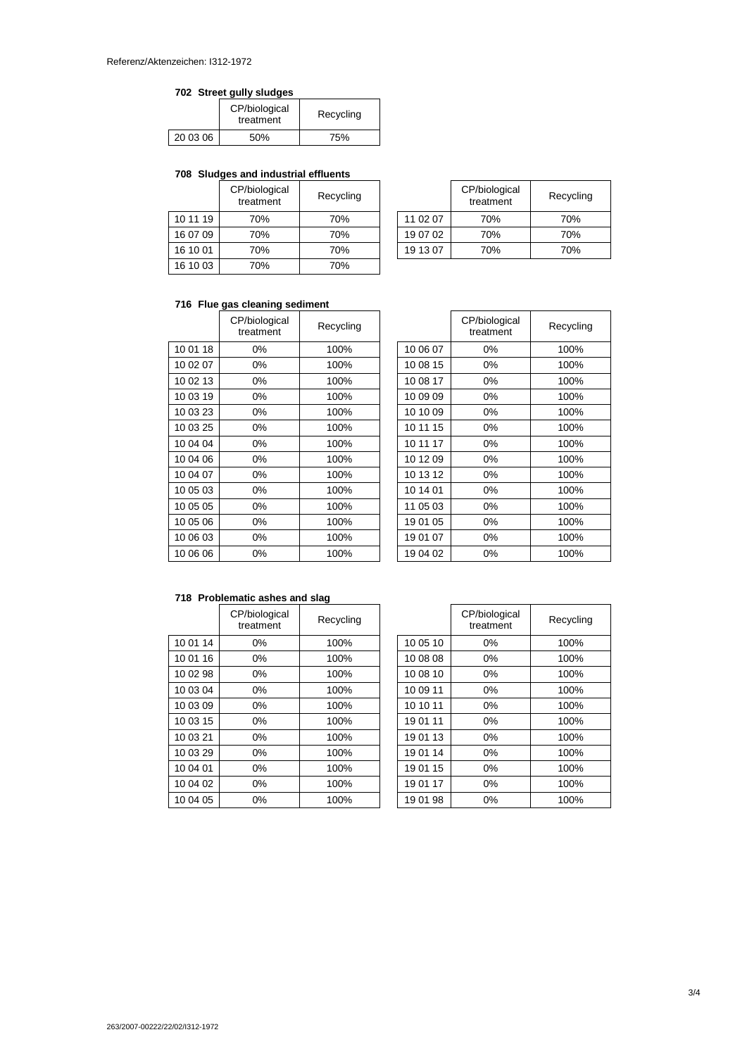Referenz/Aktenzeichen: I312-1972

**702 Street gully sludges**

| | CP/biological treatment | Recycling |
|---|---|---|
| 20 03 06 | 50% | 75% |

**708 Sludges and industrial effluents**

| | CP/biological treatment | Recycling |
|---|---|---|
| 10 11 19 | 70% | 70% |
| 16 07 09 | 70% | 70% |
| 16 10 01 | 70% | 70% |
| 16 10 03 | 70% | 70% |
| 11 02 07 | 70% | 70% |
| 19 07 02 | 70% | 70% |
| 19 13 07 | 70% | 70% |

**716 Flue gas cleaning sediment**

| | CP/biological treatment | Recycling |
|---|---|---|
| 10 01 18 | 0% | 100% |
| 10 02 07 | 0% | 100% |
| 10 02 13 | 0% | 100% |
| 10 03 19 | 0% | 100% |
| 10 03 23 | 0% | 100% |
| 10 03 25 | 0% | 100% |
| 10 04 04 | 0% | 100% |
| 10 04 06 | 0% | 100% |
| 10 04 07 | 0% | 100% |
| 10 05 03 | 0% | 100% |
| 10 05 05 | 0% | 100% |
| 10 05 06 | 0% | 100% |
| 10 06 03 | 0% | 100% |
| 10 06 06 | 0% | 100% |
| 10 06 07 | 0% | 100% |
| 10 08 15 | 0% | 100% |
| 10 08 17 | 0% | 100% |
| 10 09 09 | 0% | 100% |
| 10 10 09 | 0% | 100% |
| 10 11 15 | 0% | 100% |
| 10 11 17 | 0% | 100% |
| 10 12 09 | 0% | 100% |
| 10 13 12 | 0% | 100% |
| 10 14 01 | 0% | 100% |
| 11 05 03 | 0% | 100% |
| 19 01 05 | 0% | 100% |
| 19 01 07 | 0% | 100% |
| 19 04 02 | 0% | 100% |

**718 Problematic ashes and slag**

| | CP/biological treatment | Recycling |
|---|---|---|
| 10 01 14 | 0% | 100% |
| 10 01 16 | 0% | 100% |
| 10 02 98 | 0% | 100% |
| 10 03 04 | 0% | 100% |
| 10 03 09 | 0% | 100% |
| 10 03 15 | 0% | 100% |
| 10 03 21 | 0% | 100% |
| 10 03 29 | 0% | 100% |
| 10 04 01 | 0% | 100% |
| 10 04 02 | 0% | 100% |
| 10 04 05 | 0% | 100% |
| 10 05 10 | 0% | 100% |
| 10 08 08 | 0% | 100% |
| 10 08 10 | 0% | 100% |
| 10 09 11 | 0% | 100% |
| 10 10 11 | 0% | 100% |
| 19 01 11 | 0% | 100% |
| 19 01 13 | 0% | 100% |
| 19 01 14 | 0% | 100% |
| 19 01 15 | 0% | 100% |
| 19 01 17 | 0% | 100% |
| 19 01 98 | 0% | 100% |

263/2007-00222/22/02/I312-1972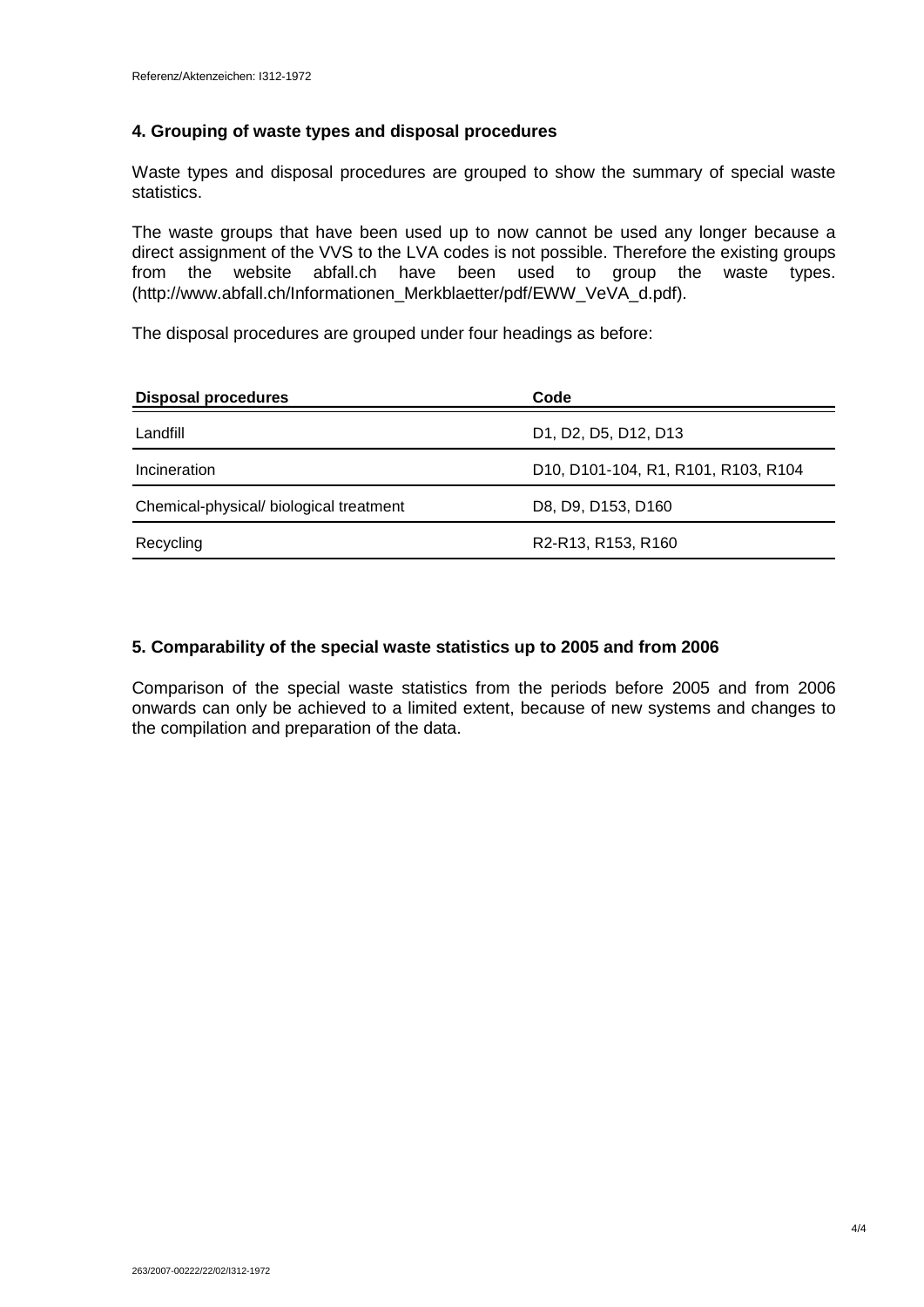## 4. Grouping of waste types and disposal procedures

Waste types and disposal procedures are grouped to show the summary of special waste statistics.

The waste groups that have been used up to now cannot be used any longer because a direct assignment of the VVS to the LVA codes is not possible. Therefore the existing groups from the website abfall.ch have been used to group the waste types. (http://www.abfall.ch/Informationen_Merkblaetter/pdf/EWW_VeVA_d.pdf).

The disposal procedures are grouped under four headings as before:

| Disposal procedures | Code |
|---|---|
| Landfill | D1, D2, D5, D12, D13 |
| Incineration | D10, D101-104, R1, R101, R103, R104 |
| Chemical-physical/ biological treatment | D8, D9, D153, D160 |
| Recycling | R2-R13, R153, R160 |

## 5. Comparability of the special waste statistics up to 2005 and from 2006

Comparison of the special waste statistics from the periods before 2005 and from 2006 onwards can only be achieved to a limited extent, because of new systems and changes to the compilation and preparation of the data.